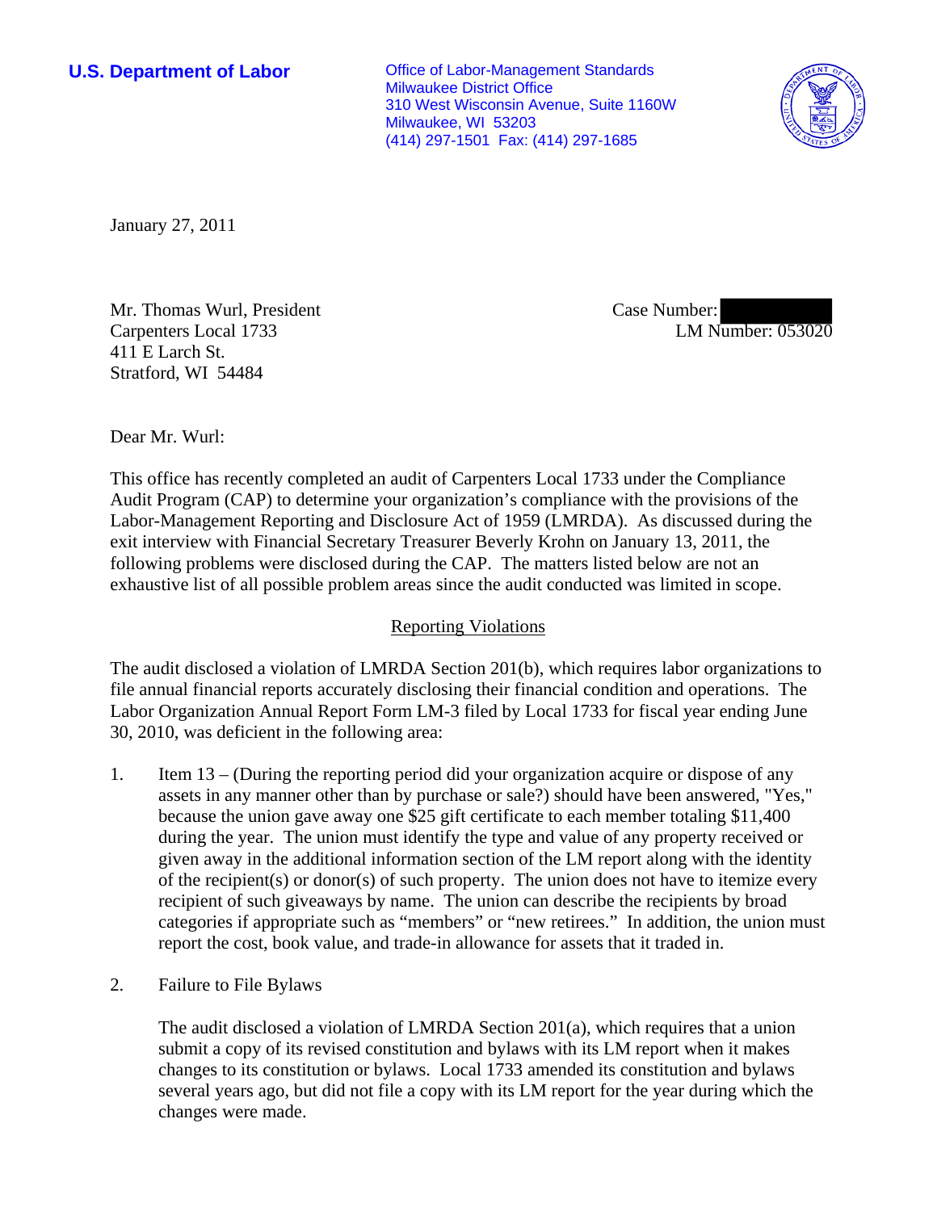**U.S. Department of Labor**

Office of Labor-Management Standards
Milwaukee District Office
310 West Wisconsin Avenue, Suite 1160W
Milwaukee, WI 53203
(414) 297-1501 Fax: (414) 297-1685

January 27, 2011

Mr. Thomas Wurl, President
Carpenters Local 1733
411 E Larch St.
Stratford, WI 54484

Case Number:
LM Number: 053020

Dear Mr. Wurl:

This office has recently completed an audit of Carpenters Local 1733 under the Compliance Audit Program (CAP) to determine your organization's compliance with the provisions of the Labor-Management Reporting and Disclosure Act of 1959 (LMRDA). As discussed during the exit interview with Financial Secretary Treasurer Beverly Krohn on January 13, 2011, the following problems were disclosed during the CAP. The matters listed below are not an exhaustive list of all possible problem areas since the audit conducted was limited in scope.

## Reporting Violations

The audit disclosed a violation of LMRDA Section 201(b), which requires labor organizations to file annual financial reports accurately disclosing their financial condition and operations. The Labor Organization Annual Report Form LM-3 filed by Local 1733 for fiscal year ending June 30, 2010, was deficient in the following area:

1. Item 13 – (During the reporting period did your organization acquire or dispose of any assets in any manner other than by purchase or sale?) should have been answered, "Yes," because the union gave away one $25 gift certificate to each member totaling $11,400 during the year. The union must identify the type and value of any property received or given away in the additional information section of the LM report along with the identity of the recipient(s) or donor(s) of such property. The union does not have to itemize every recipient of such giveaways by name. The union can describe the recipients by broad categories if appropriate such as "members" or "new retirees." In addition, the union must report the cost, book value, and trade-in allowance for assets that it traded in.

2. Failure to File Bylaws

   The audit disclosed a violation of LMRDA Section 201(a), which requires that a union submit a copy of its revised constitution and bylaws with its LM report when it makes changes to its constitution or bylaws. Local 1733 amended its constitution and bylaws several years ago, but did not file a copy with its LM report for the year during which the changes were made.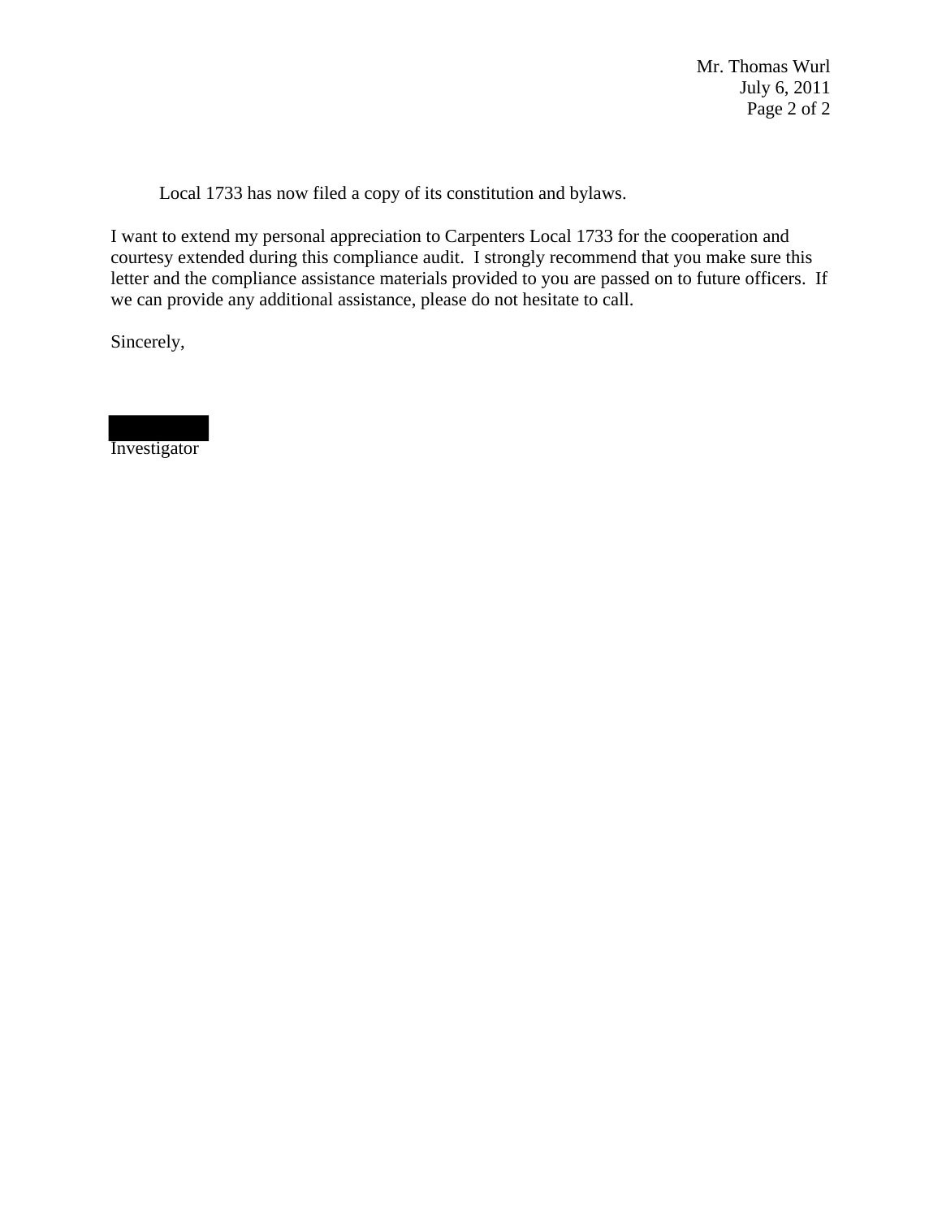Local 1733 has now filed a copy of its constitution and bylaws.

I want to extend my personal appreciation to Carpenters Local 1733 for the cooperation and courtesy extended during this compliance audit. I strongly recommend that you make sure this letter and the compliance assistance materials provided to you are passed on to future officers. If we can provide any additional assistance, please do not hesitate to call.

Sincerely,

Investigator